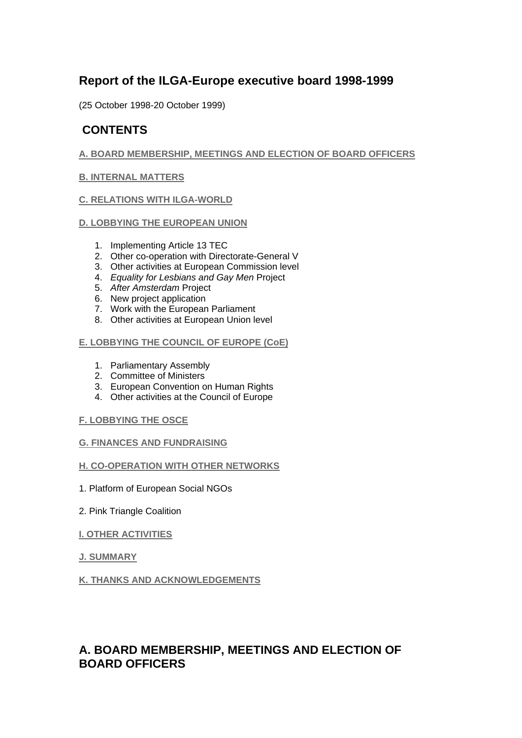# Report of the ILGA-Europe executive board 1998-1999

(25 October 1998-20 October 1999)

## CONTENTS

**A. BOARD MEMBERSHIP, MEETINGS AND ELECTION OF BOARD OFFICERS**

**B. INTERNAL MATTERS**

**C. RELATIONS WITH ILGA-WORLD**

**D. LOBBYING THE EUROPEAN UNION**

1. Implementing Article 13 TEC
2. Other co-operation with Directorate-General V
3. Other activities at European Commission level
4. *Equality for Lesbians and Gay Men* Project
5. *After Amsterdam* Project
6. New project application
7. Work with the European Parliament
8. Other activities at European Union level

**E. LOBBYING THE COUNCIL OF EUROPE (CoE)**

1. Parliamentary Assembly
2. Committee of Ministers
3. European Convention on Human Rights
4. Other activities at the Council of Europe

**F. LOBBYING THE OSCE**

**G. FINANCES AND FUNDRAISING**

**H. CO-OPERATION WITH OTHER NETWORKS**

1. Platform of European Social NGOs

2. Pink Triangle Coalition

**I. OTHER ACTIVITIES**

**J. SUMMARY**

**K. THANKS AND ACKNOWLEDGEMENTS**

## A. BOARD MEMBERSHIP, MEETINGS AND ELECTION OF BOARD OFFICERS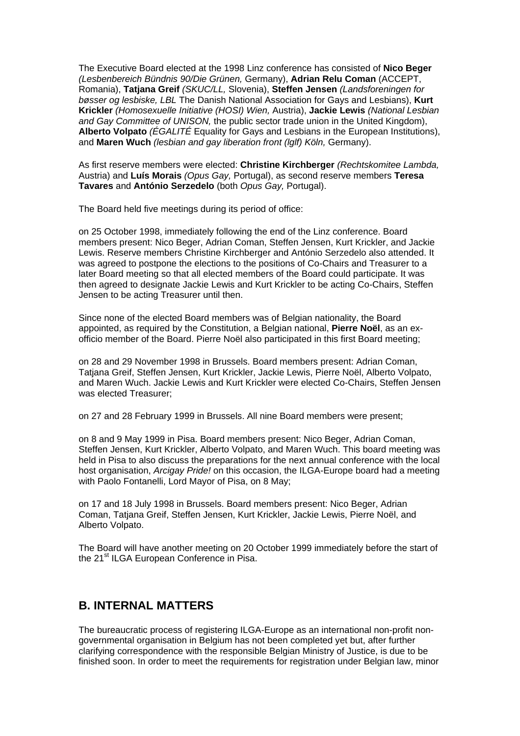The Executive Board elected at the 1998 Linz conference has consisted of **Nico Beger** *(Lesbenbereich Bündnis 90/Die Grünen,* Germany), **Adrian Relu Coman** (ACCEPT, Romania), **Tatjana Greif** *(SKUC/LL,* Slovenia), **Steffen Jensen** *(Landsforeningen for bøsser og lesbiske, LBL* The Danish National Association for Gays and Lesbians), **Kurt Krickler** *(Homosexuelle Initiative (HOSI) Wien,* Austria), **Jackie Lewis** *(National Lesbian and Gay Committee of UNISON,* the public sector trade union in the United Kingdom), **Alberto Volpato** *(ÉGALITÉ* Equality for Gays and Lesbians in the European Institutions), and **Maren Wuch** *(lesbian and gay liberation front (lglf) Köln,* Germany).

As first reserve members were elected: **Christine Kirchberger** *(Rechtskomitee Lambda,* Austria) and **Luís Morais** *(Opus Gay,* Portugal), as second reserve members **Teresa Tavares** and **António Serzedelo** (both *Opus Gay,* Portugal).

The Board held five meetings during its period of office:

on 25 October 1998, immediately following the end of the Linz conference. Board members present: Nico Beger, Adrian Coman, Steffen Jensen, Kurt Krickler, and Jackie Lewis. Reserve members Christine Kirchberger and António Serzedelo also attended. It was agreed to postpone the elections to the positions of Co-Chairs and Treasurer to a later Board meeting so that all elected members of the Board could participate. It was then agreed to designate Jackie Lewis and Kurt Krickler to be acting Co-Chairs, Steffen Jensen to be acting Treasurer until then.

Since none of the elected Board members was of Belgian nationality, the Board appointed, as required by the Constitution, a Belgian national, **Pierre Noël**, as an ex-officio member of the Board. Pierre Noël also participated in this first Board meeting;

on 28 and 29 November 1998 in Brussels. Board members present: Adrian Coman, Tatjana Greif, Steffen Jensen, Kurt Krickler, Jackie Lewis, Pierre Noël, Alberto Volpato, and Maren Wuch. Jackie Lewis and Kurt Krickler were elected Co-Chairs, Steffen Jensen was elected Treasurer;

on 27 and 28 February 1999 in Brussels. All nine Board members were present;

on 8 and 9 May 1999 in Pisa. Board members present: Nico Beger, Adrian Coman, Steffen Jensen, Kurt Krickler, Alberto Volpato, and Maren Wuch. This board meeting was held in Pisa to also discuss the preparations for the next annual conference with the local host organisation, *Arcigay Pride!* on this occasion, the ILGA-Europe board had a meeting with Paolo Fontanelli, Lord Mayor of Pisa, on 8 May;

on 17 and 18 July 1998 in Brussels. Board members present: Nico Beger, Adrian Coman, Tatjana Greif, Steffen Jensen, Kurt Krickler, Jackie Lewis, Pierre Noël, and Alberto Volpato.

The Board will have another meeting on 20 October 1999 immediately before the start of the 21st ILGA European Conference in Pisa.

## B. INTERNAL MATTERS

The bureaucratic process of registering ILGA-Europe as an international non-profit non-governmental organisation in Belgium has not been completed yet but, after further clarifying correspondence with the responsible Belgian Ministry of Justice, is due to be finished soon. In order to meet the requirements for registration under Belgian law, minor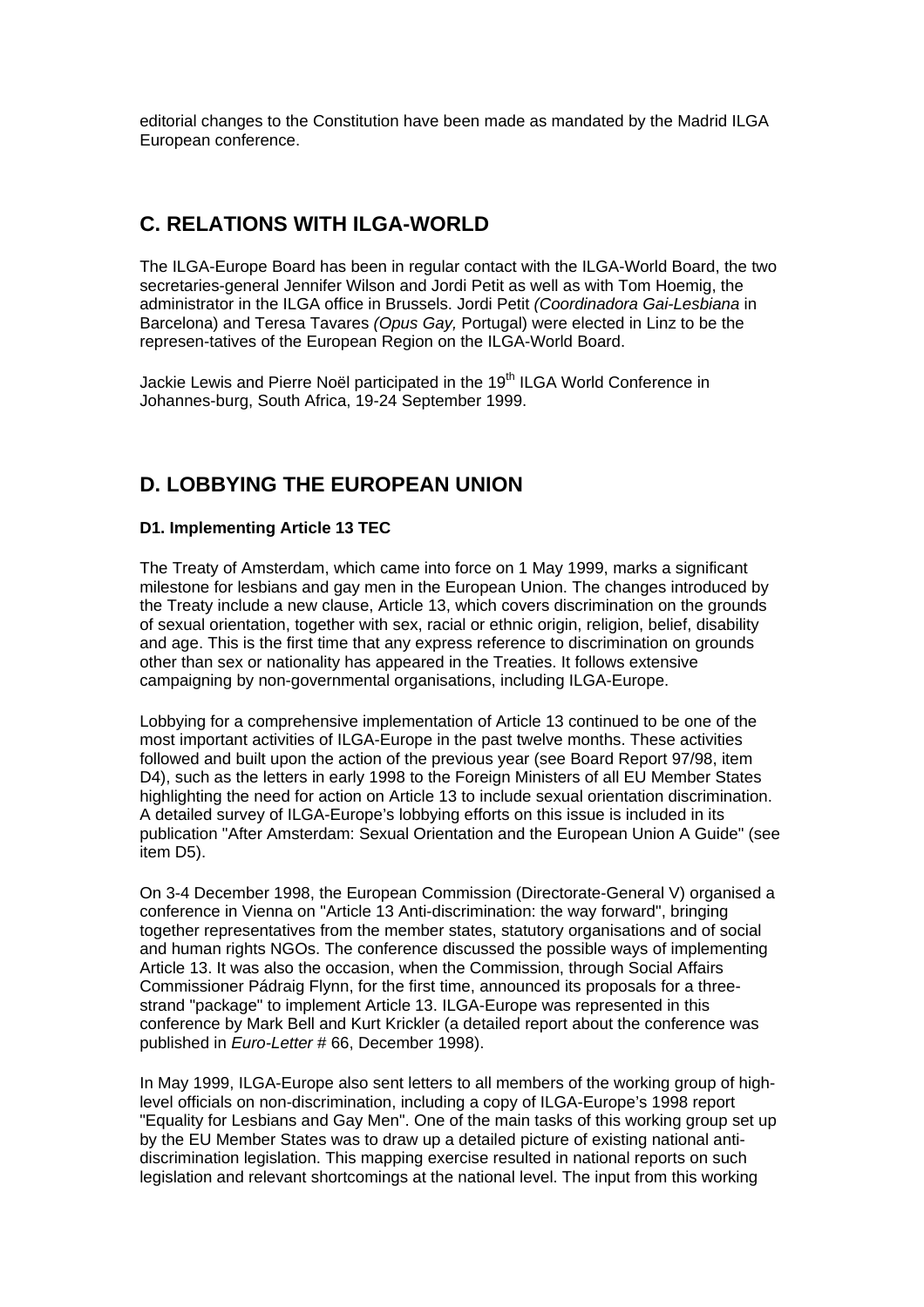editorial changes to the Constitution have been made as mandated by the Madrid ILGA European conference.

## C. RELATIONS WITH ILGA-WORLD

The ILGA-Europe Board has been in regular contact with the ILGA-World Board, the two secretaries-general Jennifer Wilson and Jordi Petit as well as with Tom Hoemig, the administrator in the ILGA office in Brussels. Jordi Petit *(Coordinadora Gai-Lesbiana* in Barcelona) and Teresa Tavares *(Opus Gay,* Portugal) were elected in Linz to be the represen-tatives of the European Region on the ILGA-World Board.

Jackie Lewis and Pierre Noël participated in the 19th ILGA World Conference in Johannes-burg, South Africa, 19-24 September 1999.

## D. LOBBYING THE EUROPEAN UNION

#### D1. Implementing Article 13 TEC

The Treaty of Amsterdam, which came into force on 1 May 1999, marks a significant milestone for lesbians and gay men in the European Union. The changes introduced by the Treaty include a new clause, Article 13, which covers discrimination on the grounds of sexual orientation, together with sex, racial or ethnic origin, religion, belief, disability and age. This is the first time that any express reference to discrimination on grounds other than sex or nationality has appeared in the Treaties. It follows extensive campaigning by non-governmental organisations, including ILGA-Europe.

Lobbying for a comprehensive implementation of Article 13 continued to be one of the most important activities of ILGA-Europe in the past twelve months. These activities followed and built upon the action of the previous year (see Board Report 97/98, item D4), such as the letters in early 1998 to the Foreign Ministers of all EU Member States highlighting the need for action on Article 13 to include sexual orientation discrimination. A detailed survey of ILGA-Europe's lobbying efforts on this issue is included in its publication "After Amsterdam: Sexual Orientation and the European Union A Guide" (see item D5).

On 3-4 December 1998, the European Commission (Directorate-General V) organised a conference in Vienna on "Article 13 Anti-discrimination: the way forward", bringing together representatives from the member states, statutory organisations and of social and human rights NGOs. The conference discussed the possible ways of implementing Article 13. It was also the occasion, when the Commission, through Social Affairs Commissioner Pádraig Flynn, for the first time, announced its proposals for a three-strand "package" to implement Article 13. ILGA-Europe was represented in this conference by Mark Bell and Kurt Krickler (a detailed report about the conference was published in *Euro-Letter* # 66, December 1998).

In May 1999, ILGA-Europe also sent letters to all members of the working group of high-level officials on non-discrimination, including a copy of ILGA-Europe's 1998 report "Equality for Lesbians and Gay Men". One of the main tasks of this working group set up by the EU Member States was to draw up a detailed picture of existing national anti-discrimination legislation. This mapping exercise resulted in national reports on such legislation and relevant shortcomings at the national level. The input from this working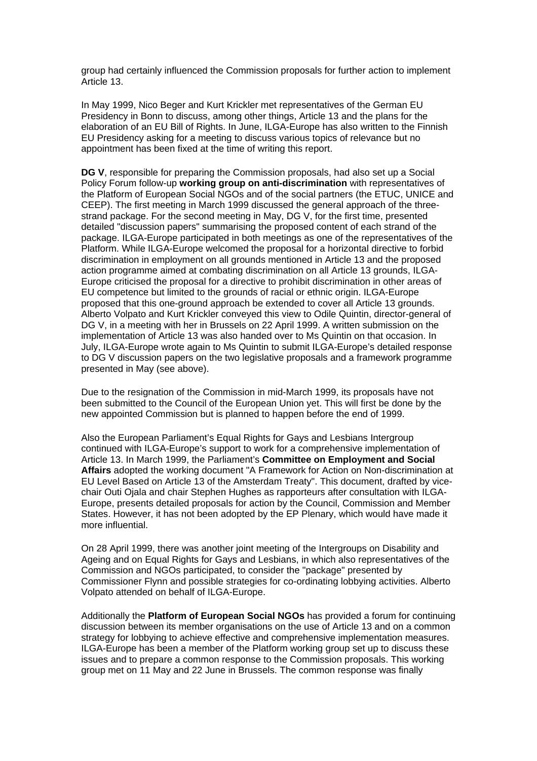group had certainly influenced the Commission proposals for further action to implement Article 13.

In May 1999, Nico Beger and Kurt Krickler met representatives of the German EU Presidency in Bonn to discuss, among other things, Article 13 and the plans for the elaboration of an EU Bill of Rights. In June, ILGA-Europe has also written to the Finnish EU Presidency asking for a meeting to discuss various topics of relevance but no appointment has been fixed at the time of writing this report.

**DG V**, responsible for preparing the Commission proposals, had also set up a Social Policy Forum follow-up **working group on anti-discrimination** with representatives of the Platform of European Social NGOs and of the social partners (the ETUC, UNICE and CEEP). The first meeting in March 1999 discussed the general approach of the three-strand package. For the second meeting in May, DG V, for the first time, presented detailed "discussion papers" summarising the proposed content of each strand of the package. ILGA-Europe participated in both meetings as one of the representatives of the Platform. While ILGA-Europe welcomed the proposal for a horizontal directive to forbid discrimination in employment on all grounds mentioned in Article 13 and the proposed action programme aimed at combating discrimination on all Article 13 grounds, ILGA-Europe criticised the proposal for a directive to prohibit discrimination in other areas of EU competence but limited to the grounds of racial or ethnic origin. ILGA-Europe proposed that this one-ground approach be extended to cover all Article 13 grounds. Alberto Volpato and Kurt Krickler conveyed this view to Odile Quintin, director-general of DG V, in a meeting with her in Brussels on 22 April 1999. A written submission on the implementation of Article 13 was also handed over to Ms Quintin on that occasion. In July, ILGA-Europe wrote again to Ms Quintin to submit ILGA-Europe's detailed response to DG V discussion papers on the two legislative proposals and a framework programme presented in May (see above).

Due to the resignation of the Commission in mid-March 1999, its proposals have not been submitted to the Council of the European Union yet. This will first be done by the new appointed Commission but is planned to happen before the end of 1999.

Also the European Parliament's Equal Rights for Gays and Lesbians Intergroup continued with ILGA-Europe's support to work for a comprehensive implementation of Article 13. In March 1999, the Parliament's **Committee on Employment and Social Affairs** adopted the working document "A Framework for Action on Non-discrimination at EU Level Based on Article 13 of the Amsterdam Treaty". This document, drafted by vice-chair Outi Ojala and chair Stephen Hughes as rapporteurs after consultation with ILGA-Europe, presents detailed proposals for action by the Council, Commission and Member States. However, it has not been adopted by the EP Plenary, which would have made it more influential.

On 28 April 1999, there was another joint meeting of the Intergroups on Disability and Ageing and on Equal Rights for Gays and Lesbians, in which also representatives of the Commission and NGOs participated, to consider the "package" presented by Commissioner Flynn and possible strategies for co-ordinating lobbying activities. Alberto Volpato attended on behalf of ILGA-Europe.

Additionally the **Platform of European Social NGOs** has provided a forum for continuing discussion between its member organisations on the use of Article 13 and on a common strategy for lobbying to achieve effective and comprehensive implementation measures. ILGA-Europe has been a member of the Platform working group set up to discuss these issues and to prepare a common response to the Commission proposals. This working group met on 11 May and 22 June in Brussels. The common response was finally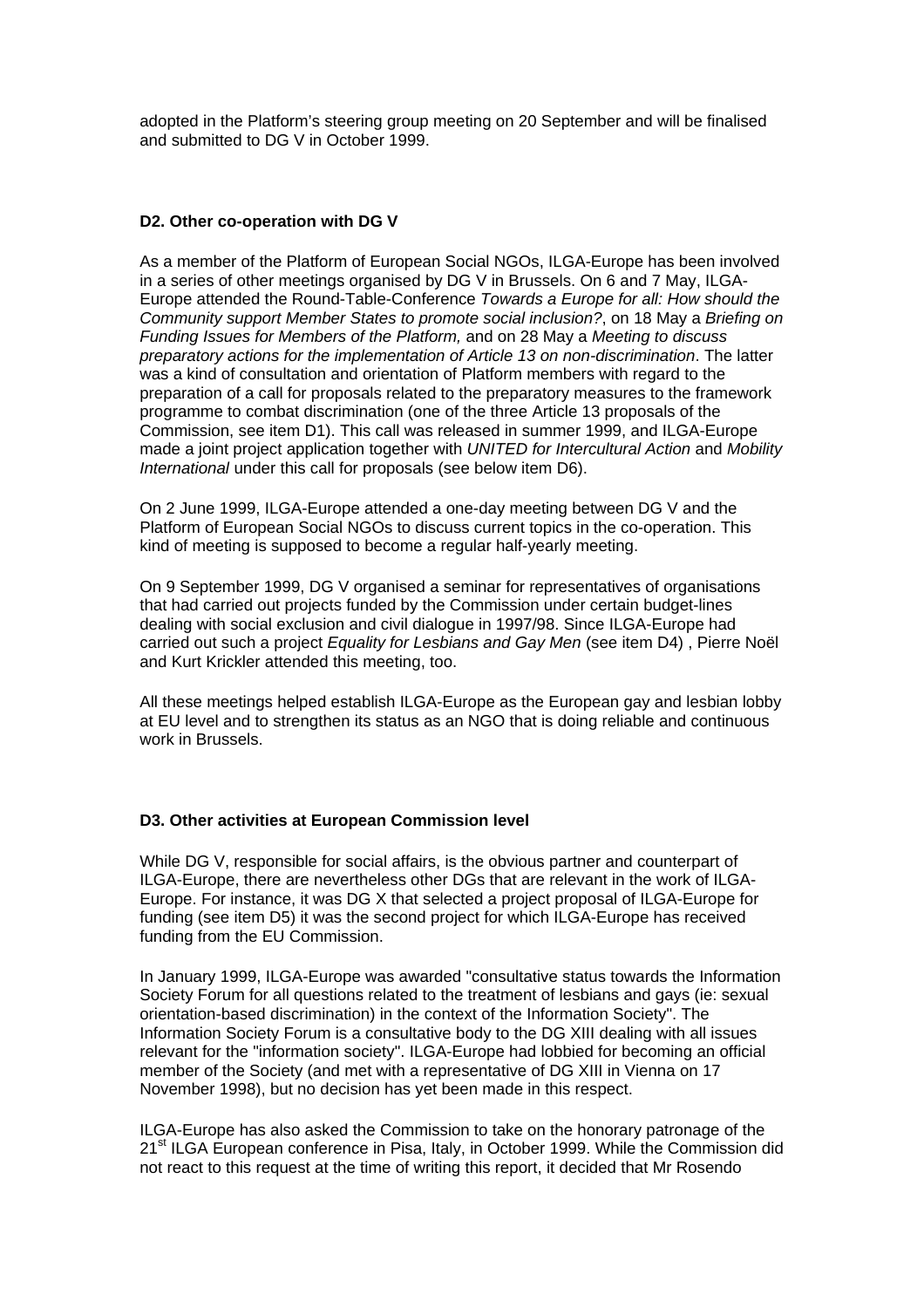adopted in the Platform's steering group meeting on 20 September and will be finalised and submitted to DG V in October 1999.

**D2. Other co-operation with DG V**

As a member of the Platform of European Social NGOs, ILGA-Europe has been involved in a series of other meetings organised by DG V in Brussels. On 6 and 7 May, ILGA-Europe attended the Round-Table-Conference *Towards a Europe for all: How should the Community support Member States to promote social inclusion?*, on 18 May a *Briefing on Funding Issues for Members of the Platform,* and on 28 May a *Meeting to discuss preparatory actions for the implementation of Article 13 on non-discrimination*. The latter was a kind of consultation and orientation of Platform members with regard to the preparation of a call for proposals related to the preparatory measures to the framework programme to combat discrimination (one of the three Article 13 proposals of the Commission, see item D1). This call was released in summer 1999, and ILGA-Europe made a joint project application together with *UNITED for Intercultural Action* and *Mobility International* under this call for proposals (see below item D6).

On 2 June 1999, ILGA-Europe attended a one-day meeting between DG V and the Platform of European Social NGOs to discuss current topics in the co-operation. This kind of meeting is supposed to become a regular half-yearly meeting.

On 9 September 1999, DG V organised a seminar for representatives of organisations that had carried out projects funded by the Commission under certain budget-lines dealing with social exclusion and civil dialogue in 1997/98. Since ILGA-Europe had carried out such a project *Equality for Lesbians and Gay Men* (see item D4) , Pierre Noël and Kurt Krickler attended this meeting, too.

All these meetings helped establish ILGA-Europe as the European gay and lesbian lobby at EU level and to strengthen its status as an NGO that is doing reliable and continuous work in Brussels.

**D3. Other activities at European Commission level**

While DG V, responsible for social affairs, is the obvious partner and counterpart of ILGA-Europe, there are nevertheless other DGs that are relevant in the work of ILGA-Europe. For instance, it was DG X that selected a project proposal of ILGA-Europe for funding (see item D5) it was the second project for which ILGA-Europe has received funding from the EU Commission.

In January 1999, ILGA-Europe was awarded "consultative status towards the Information Society Forum for all questions related to the treatment of lesbians and gays (ie: sexual orientation-based discrimination) in the context of the Information Society". The Information Society Forum is a consultative body to the DG XIII dealing with all issues relevant for the "information society". ILGA-Europe had lobbied for becoming an official member of the Society (and met with a representative of DG XIII in Vienna on 17 November 1998), but no decision has yet been made in this respect.

ILGA-Europe has also asked the Commission to take on the honorary patronage of the 21st ILGA European conference in Pisa, Italy, in October 1999. While the Commission did not react to this request at the time of writing this report, it decided that Mr Rosendo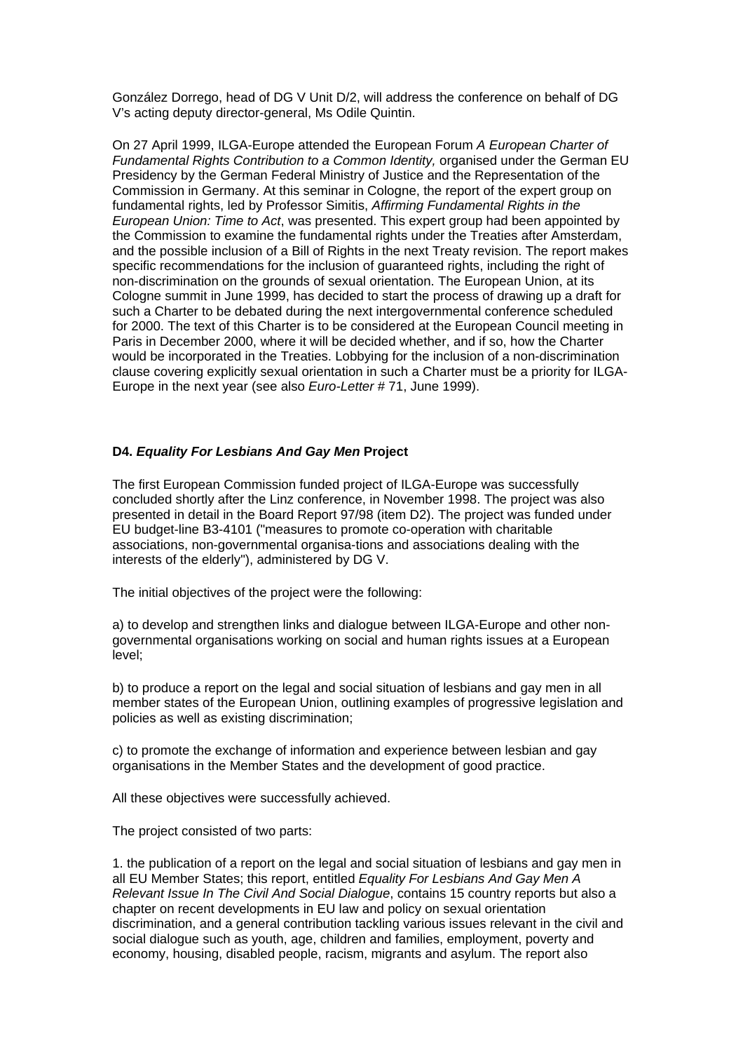González Dorrego, head of DG V Unit D/2, will address the conference on behalf of DG V's acting deputy director-general, Ms Odile Quintin.

On 27 April 1999, ILGA-Europe attended the European Forum *A European Charter of Fundamental Rights Contribution to a Common Identity,* organised under the German EU Presidency by the German Federal Ministry of Justice and the Representation of the Commission in Germany. At this seminar in Cologne, the report of the expert group on fundamental rights, led by Professor Simitis, *Affirming Fundamental Rights in the European Union: Time to Act*, was presented. This expert group had been appointed by the Commission to examine the fundamental rights under the Treaties after Amsterdam, and the possible inclusion of a Bill of Rights in the next Treaty revision. The report makes specific recommendations for the inclusion of guaranteed rights, including the right of non-discrimination on the grounds of sexual orientation. The European Union, at its Cologne summit in June 1999, has decided to start the process of drawing up a draft for such a Charter to be debated during the next intergovernmental conference scheduled for 2000. The text of this Charter is to be considered at the European Council meeting in Paris in December 2000, where it will be decided whether, and if so, how the Charter would be incorporated in the Treaties. Lobbying for the inclusion of a non-discrimination clause covering explicitly sexual orientation in such a Charter must be a priority for ILGA-Europe in the next year (see also *Euro-Letter* # 71, June 1999).

#### D4. *Equality For Lesbians And Gay Men* Project

The first European Commission funded project of ILGA-Europe was successfully concluded shortly after the Linz conference, in November 1998. The project was also presented in detail in the Board Report 97/98 (item D2). The project was funded under EU budget-line B3-4101 ("measures to promote co-operation with charitable associations, non-governmental organisa-tions and associations dealing with the interests of the elderly"), administered by DG V.

The initial objectives of the project were the following:

a) to develop and strengthen links and dialogue between ILGA-Europe and other non-governmental organisations working on social and human rights issues at a European level;

b) to produce a report on the legal and social situation of lesbians and gay men in all member states of the European Union, outlining examples of progressive legislation and policies as well as existing discrimination;

c) to promote the exchange of information and experience between lesbian and gay organisations in the Member States and the development of good practice.

All these objectives were successfully achieved.

The project consisted of two parts:

1. the publication of a report on the legal and social situation of lesbians and gay men in all EU Member States; this report, entitled *Equality For Lesbians And Gay Men A Relevant Issue In The Civil And Social Dialogue*, contains 15 country reports but also a chapter on recent developments in EU law and policy on sexual orientation discrimination, and a general contribution tackling various issues relevant in the civil and social dialogue such as youth, age, children and families, employment, poverty and economy, housing, disabled people, racism, migrants and asylum. The report also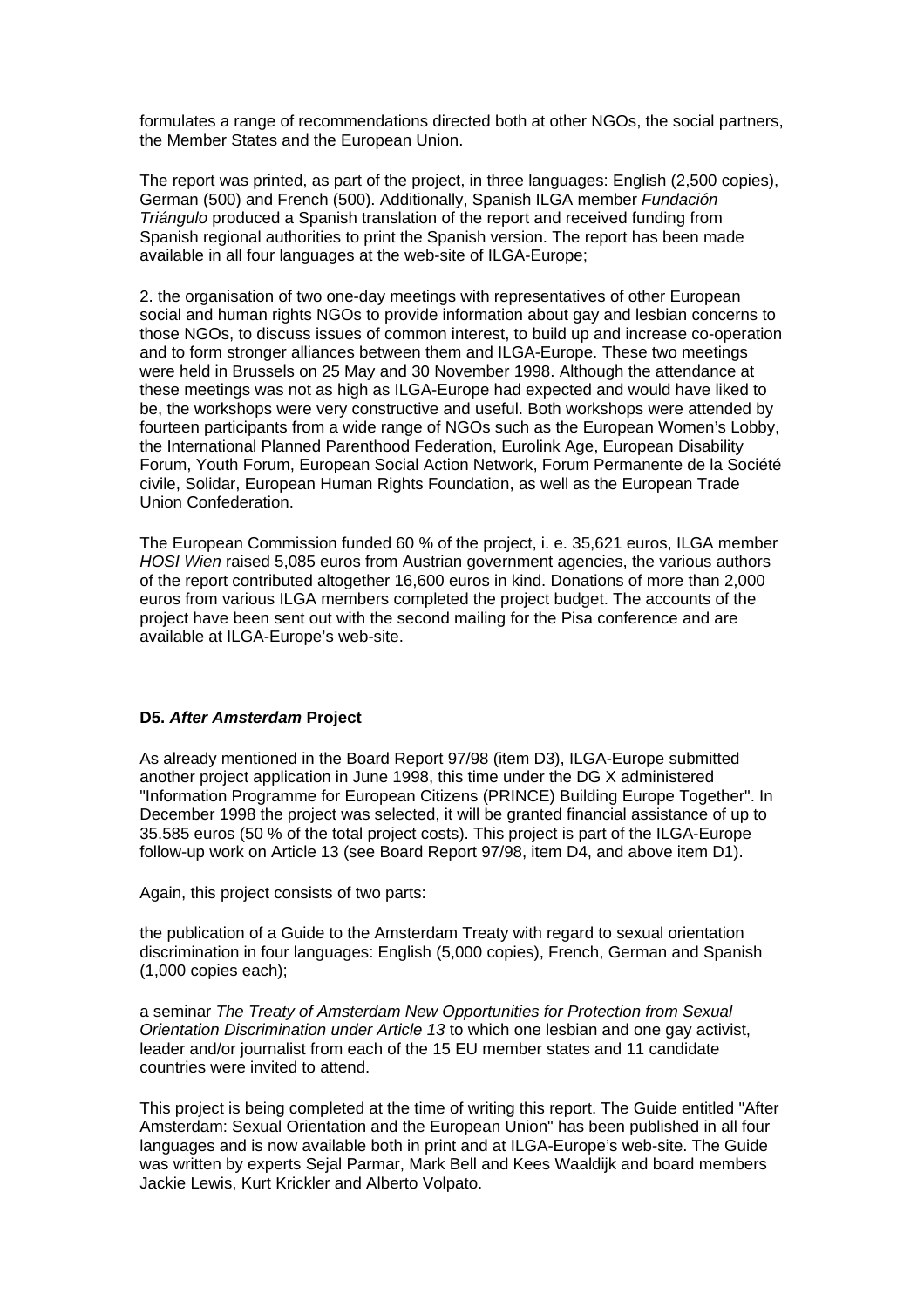formulates a range of recommendations directed both at other NGOs, the social partners, the Member States and the European Union.

The report was printed, as part of the project, in three languages: English (2,500 copies), German (500) and French (500). Additionally, Spanish ILGA member *Fundación Triángulo* produced a Spanish translation of the report and received funding from Spanish regional authorities to print the Spanish version. The report has been made available in all four languages at the web-site of ILGA-Europe;

2. the organisation of two one-day meetings with representatives of other European social and human rights NGOs to provide information about gay and lesbian concerns to those NGOs, to discuss issues of common interest, to build up and increase co-operation and to form stronger alliances between them and ILGA-Europe. These two meetings were held in Brussels on 25 May and 30 November 1998. Although the attendance at these meetings was not as high as ILGA-Europe had expected and would have liked to be, the workshops were very constructive and useful. Both workshops were attended by fourteen participants from a wide range of NGOs such as the European Women's Lobby, the International Planned Parenthood Federation, Eurolink Age, European Disability Forum, Youth Forum, European Social Action Network, Forum Permanente de la Société civile, Solidar, European Human Rights Foundation, as well as the European Trade Union Confederation.

The European Commission funded 60 % of the project, i. e. 35,621 euros, ILGA member *HOSI Wien* raised 5,085 euros from Austrian government agencies, the various authors of the report contributed altogether 16,600 euros in kind. Donations of more than 2,000 euros from various ILGA members completed the project budget. The accounts of the project have been sent out with the second mailing for the Pisa conference and are available at ILGA-Europe's web-site.

### D5. *After Amsterdam* Project

As already mentioned in the Board Report 97/98 (item D3), ILGA-Europe submitted another project application in June 1998, this time under the DG X administered "Information Programme for European Citizens (PRINCE) Building Europe Together". In December 1998 the project was selected, it will be granted financial assistance of up to 35.585 euros (50 % of the total project costs). This project is part of the ILGA-Europe follow-up work on Article 13 (see Board Report 97/98, item D4, and above item D1).

Again, this project consists of two parts:

the publication of a Guide to the Amsterdam Treaty with regard to sexual orientation discrimination in four languages: English (5,000 copies), French, German and Spanish (1,000 copies each);

a seminar *The Treaty of Amsterdam New Opportunities for Protection from Sexual Orientation Discrimination under Article 13* to which one lesbian and one gay activist, leader and/or journalist from each of the 15 EU member states and 11 candidate countries were invited to attend.

This project is being completed at the time of writing this report. The Guide entitled "After Amsterdam: Sexual Orientation and the European Union" has been published in all four languages and is now available both in print and at ILGA-Europe's web-site. The Guide was written by experts Sejal Parmar, Mark Bell and Kees Waaldijk and board members Jackie Lewis, Kurt Krickler and Alberto Volpato.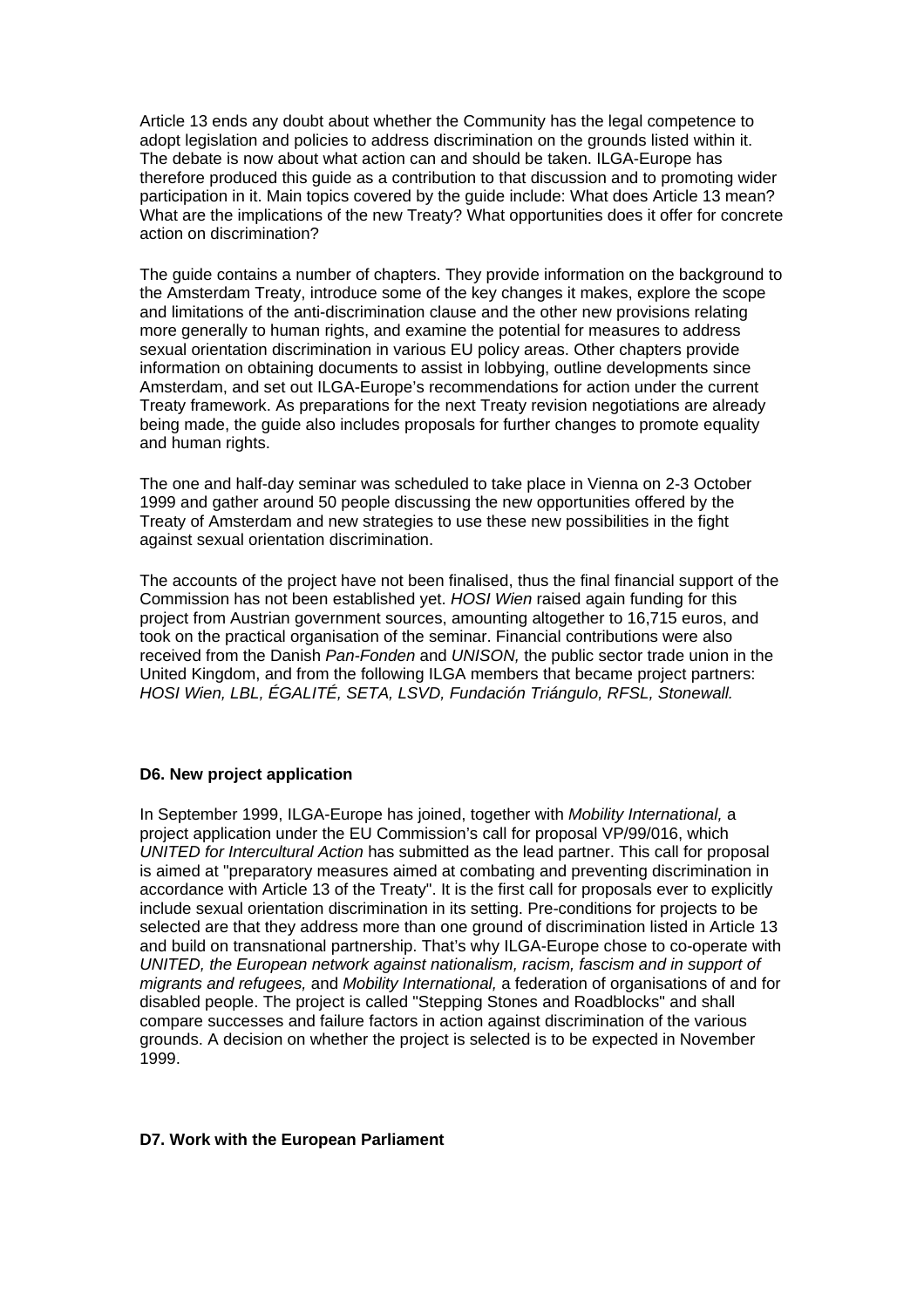Article 13 ends any doubt about whether the Community has the legal competence to adopt legislation and policies to address discrimination on the grounds listed within it. The debate is now about what action can and should be taken. ILGA-Europe has therefore produced this guide as a contribution to that discussion and to promoting wider participation in it. Main topics covered by the guide include: What does Article 13 mean? What are the implications of the new Treaty? What opportunities does it offer for concrete action on discrimination?

The guide contains a number of chapters. They provide information on the background to the Amsterdam Treaty, introduce some of the key changes it makes, explore the scope and limitations of the anti-discrimination clause and the other new provisions relating more generally to human rights, and examine the potential for measures to address sexual orientation discrimination in various EU policy areas. Other chapters provide information on obtaining documents to assist in lobbying, outline developments since Amsterdam, and set out ILGA-Europe's recommendations for action under the current Treaty framework. As preparations for the next Treaty revision negotiations are already being made, the guide also includes proposals for further changes to promote equality and human rights.

The one and half-day seminar was scheduled to take place in Vienna on 2-3 October 1999 and gather around 50 people discussing the new opportunities offered by the Treaty of Amsterdam and new strategies to use these new possibilities in the fight against sexual orientation discrimination.

The accounts of the project have not been finalised, thus the final financial support of the Commission has not been established yet. *HOSI Wien* raised again funding for this project from Austrian government sources, amounting altogether to 16,715 euros, and took on the practical organisation of the seminar. Financial contributions were also received from the Danish *Pan-Fonden* and *UNISON,* the public sector trade union in the United Kingdom, and from the following ILGA members that became project partners: *HOSI Wien, LBL, ÉGALITÉ, SETA, LSVD, Fundación Triángulo, RFSL, Stonewall.*

**D6. New project application**

In September 1999, ILGA-Europe has joined, together with *Mobility International,* a project application under the EU Commission's call for proposal VP/99/016, which *UNITED for Intercultural Action* has submitted as the lead partner. This call for proposal is aimed at "preparatory measures aimed at combating and preventing discrimination in accordance with Article 13 of the Treaty". It is the first call for proposals ever to explicitly include sexual orientation discrimination in its setting. Pre-conditions for projects to be selected are that they address more than one ground of discrimination listed in Article 13 and build on transnational partnership. That's why ILGA-Europe chose to co-operate with *UNITED, the European network against nationalism, racism, fascism and in support of migrants and refugees,* and *Mobility International,* a federation of organisations of and for disabled people. The project is called "Stepping Stones and Roadblocks" and shall compare successes and failure factors in action against discrimination of the various grounds. A decision on whether the project is selected is to be expected in November 1999.

**D7. Work with the European Parliament**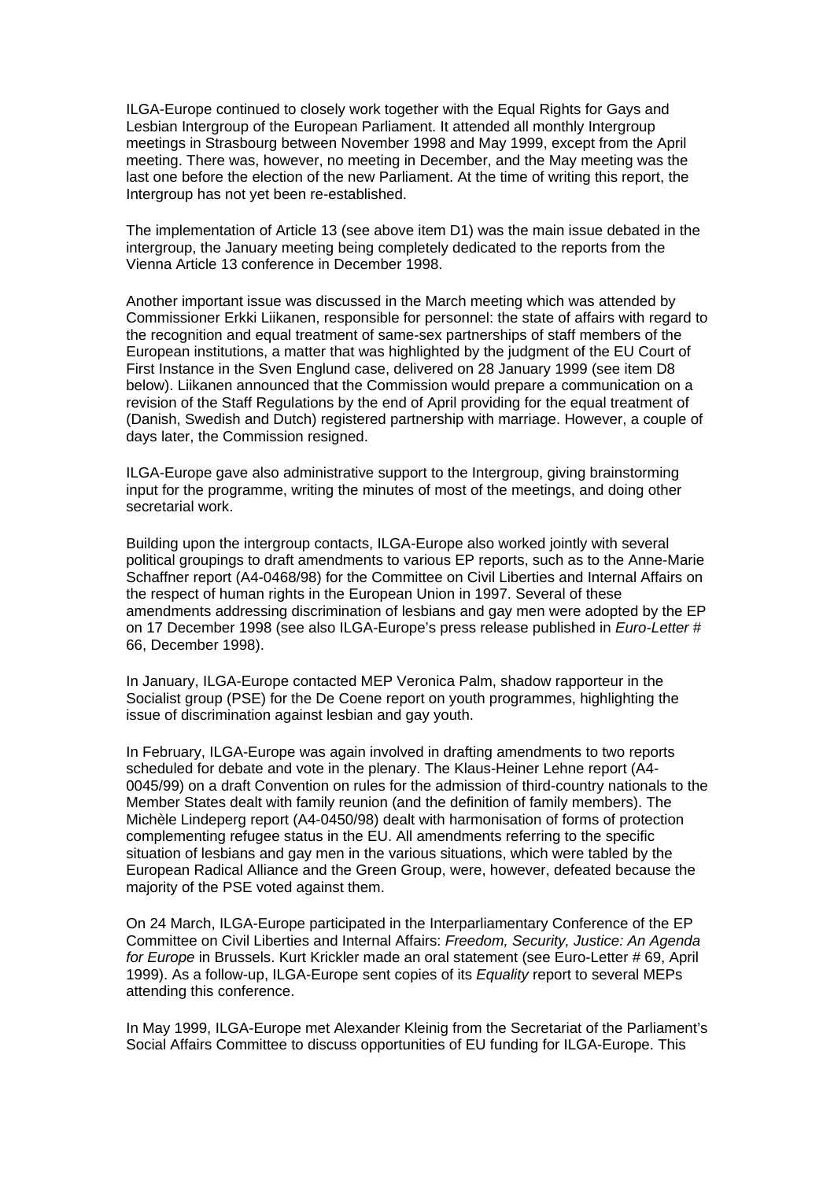ILGA-Europe continued to closely work together with the Equal Rights for Gays and Lesbian Intergroup of the European Parliament. It attended all monthly Intergroup meetings in Strasbourg between November 1998 and May 1999, except from the April meeting. There was, however, no meeting in December, and the May meeting was the last one before the election of the new Parliament. At the time of writing this report, the Intergroup has not yet been re-established.

The implementation of Article 13 (see above item D1) was the main issue debated in the intergroup, the January meeting being completely dedicated to the reports from the Vienna Article 13 conference in December 1998.

Another important issue was discussed in the March meeting which was attended by Commissioner Erkki Liikanen, responsible for personnel: the state of affairs with regard to the recognition and equal treatment of same-sex partnerships of staff members of the European institutions, a matter that was highlighted by the judgment of the EU Court of First Instance in the Sven Englund case, delivered on 28 January 1999 (see item D8 below). Liikanen announced that the Commission would prepare a communication on a revision of the Staff Regulations by the end of April providing for the equal treatment of (Danish, Swedish and Dutch) registered partnership with marriage. However, a couple of days later, the Commission resigned.

ILGA-Europe gave also administrative support to the Intergroup, giving brainstorming input for the programme, writing the minutes of most of the meetings, and doing other secretarial work.

Building upon the intergroup contacts, ILGA-Europe also worked jointly with several political groupings to draft amendments to various EP reports, such as to the Anne-Marie Schaffner report (A4-0468/98) for the Committee on Civil Liberties and Internal Affairs on the respect of human rights in the European Union in 1997. Several of these amendments addressing discrimination of lesbians and gay men were adopted by the EP on 17 December 1998 (see also ILGA-Europe's press release published in *Euro-Letter* # 66, December 1998).

In January, ILGA-Europe contacted MEP Veronica Palm, shadow rapporteur in the Socialist group (PSE) for the De Coene report on youth programmes, highlighting the issue of discrimination against lesbian and gay youth.

In February, ILGA-Europe was again involved in drafting amendments to two reports scheduled for debate and vote in the plenary. The Klaus-Heiner Lehne report (A4-0045/99) on a draft Convention on rules for the admission of third-country nationals to the Member States dealt with family reunion (and the definition of family members). The Michèle Lindeperg report (A4-0450/98) dealt with harmonisation of forms of protection complementing refugee status in the EU. All amendments referring to the specific situation of lesbians and gay men in the various situations, which were tabled by the European Radical Alliance and the Green Group, were, however, defeated because the majority of the PSE voted against them.

On 24 March, ILGA-Europe participated in the Interparliamentary Conference of the EP Committee on Civil Liberties and Internal Affairs: *Freedom, Security, Justice: An Agenda for Europe* in Brussels. Kurt Krickler made an oral statement (see Euro-Letter # 69, April 1999). As a follow-up, ILGA-Europe sent copies of its *Equality* report to several MEPs attending this conference.

In May 1999, ILGA-Europe met Alexander Kleinig from the Secretariat of the Parliament's Social Affairs Committee to discuss opportunities of EU funding for ILGA-Europe. This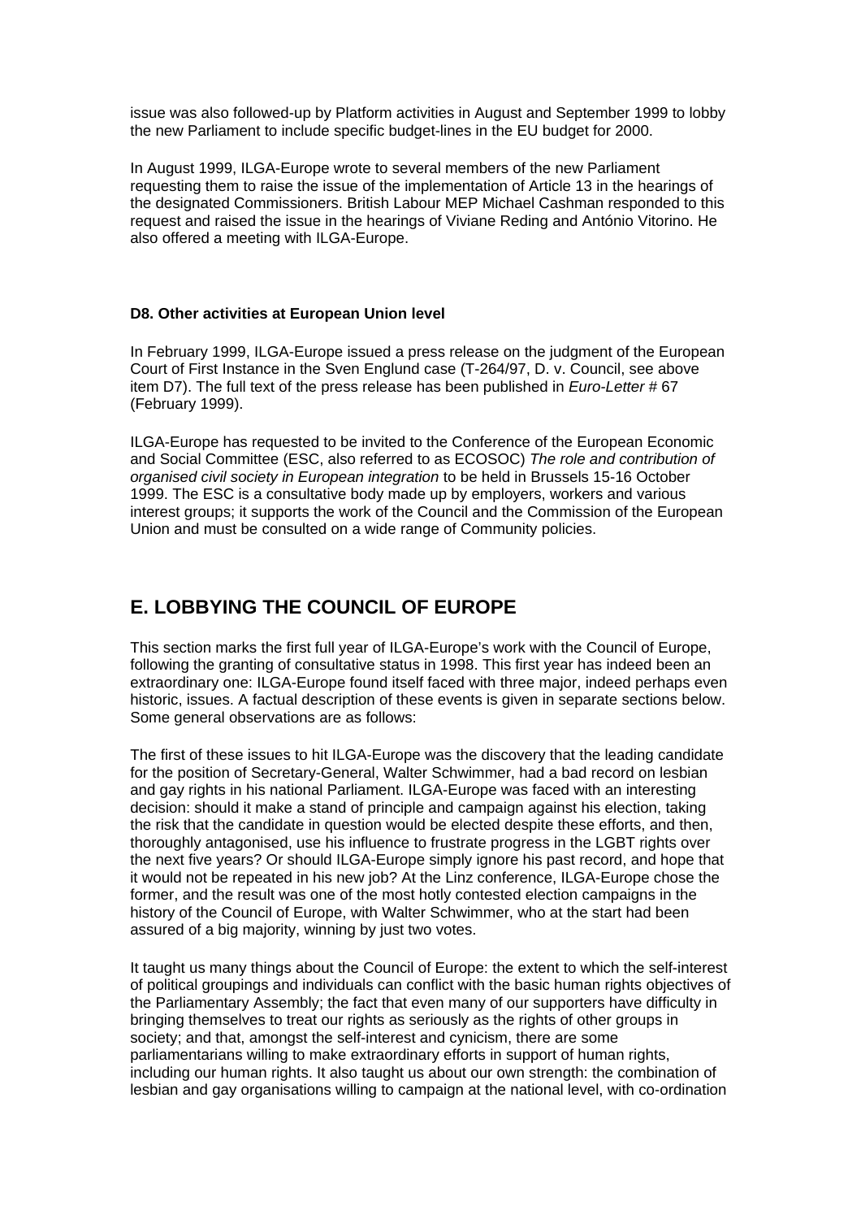issue was also followed-up by Platform activities in August and September 1999 to lobby the new Parliament to include specific budget-lines in the EU budget for 2000.

In August 1999, ILGA-Europe wrote to several members of the new Parliament requesting them to raise the issue of the implementation of Article 13 in the hearings of the designated Commissioners. British Labour MEP Michael Cashman responded to this request and raised the issue in the hearings of Viviane Reding and António Vitorino. He also offered a meeting with ILGA-Europe.

### D8. Other activities at European Union level

In February 1999, ILGA-Europe issued a press release on the judgment of the European Court of First Instance in the Sven Englund case (T-264/97, D. v. Council, see above item D7). The full text of the press release has been published in *Euro-Letter* # 67 (February 1999).

ILGA-Europe has requested to be invited to the Conference of the European Economic and Social Committee (ESC, also referred to as ECOSOC) *The role and contribution of organised civil society in European integration* to be held in Brussels 15-16 October 1999. The ESC is a consultative body made up by employers, workers and various interest groups; it supports the work of the Council and the Commission of the European Union and must be consulted on a wide range of Community policies.

## E. LOBBYING THE COUNCIL OF EUROPE

This section marks the first full year of ILGA-Europe's work with the Council of Europe, following the granting of consultative status in 1998. This first year has indeed been an extraordinary one: ILGA-Europe found itself faced with three major, indeed perhaps even historic, issues. A factual description of these events is given in separate sections below. Some general observations are as follows:

The first of these issues to hit ILGA-Europe was the discovery that the leading candidate for the position of Secretary-General, Walter Schwimmer, had a bad record on lesbian and gay rights in his national Parliament. ILGA-Europe was faced with an interesting decision: should it make a stand of principle and campaign against his election, taking the risk that the candidate in question would be elected despite these efforts, and then, thoroughly antagonised, use his influence to frustrate progress in the LGBT rights over the next five years? Or should ILGA-Europe simply ignore his past record, and hope that it would not be repeated in his new job? At the Linz conference, ILGA-Europe chose the former, and the result was one of the most hotly contested election campaigns in the history of the Council of Europe, with Walter Schwimmer, who at the start had been assured of a big majority, winning by just two votes.

It taught us many things about the Council of Europe: the extent to which the self-interest of political groupings and individuals can conflict with the basic human rights objectives of the Parliamentary Assembly; the fact that even many of our supporters have difficulty in bringing themselves to treat our rights as seriously as the rights of other groups in society; and that, amongst the self-interest and cynicism, there are some parliamentarians willing to make extraordinary efforts in support of human rights, including our human rights. It also taught us about our own strength: the combination of lesbian and gay organisations willing to campaign at the national level, with co-ordination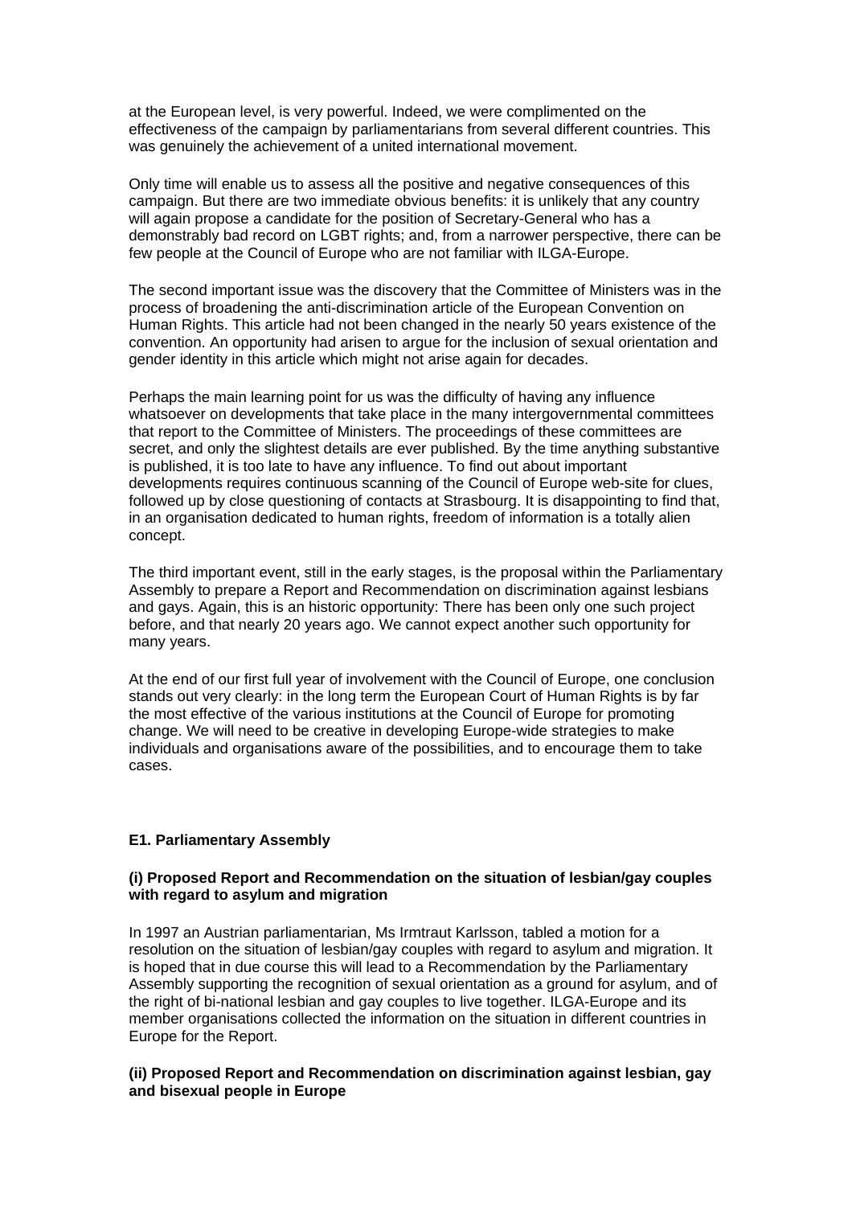at the European level, is very powerful. Indeed, we were complimented on the effectiveness of the campaign by parliamentarians from several different countries. This was genuinely the achievement of a united international movement.

Only time will enable us to assess all the positive and negative consequences of this campaign. But there are two immediate obvious benefits: it is unlikely that any country will again propose a candidate for the position of Secretary-General who has a demonstrably bad record on LGBT rights; and, from a narrower perspective, there can be few people at the Council of Europe who are not familiar with ILGA-Europe.

The second important issue was the discovery that the Committee of Ministers was in the process of broadening the anti-discrimination article of the European Convention on Human Rights. This article had not been changed in the nearly 50 years existence of the convention. An opportunity had arisen to argue for the inclusion of sexual orientation and gender identity in this article which might not arise again for decades.

Perhaps the main learning point for us was the difficulty of having any influence whatsoever on developments that take place in the many intergovernmental committees that report to the Committee of Ministers. The proceedings of these committees are secret, and only the slightest details are ever published. By the time anything substantive is published, it is too late to have any influence. To find out about important developments requires continuous scanning of the Council of Europe web-site for clues, followed up by close questioning of contacts at Strasbourg. It is disappointing to find that, in an organisation dedicated to human rights, freedom of information is a totally alien concept.

The third important event, still in the early stages, is the proposal within the Parliamentary Assembly to prepare a Report and Recommendation on discrimination against lesbians and gays. Again, this is an historic opportunity: There has been only one such project before, and that nearly 20 years ago. We cannot expect another such opportunity for many years.

At the end of our first full year of involvement with the Council of Europe, one conclusion stands out very clearly: in the long term the European Court of Human Rights is by far the most effective of the various institutions at the Council of Europe for promoting change. We will need to be creative in developing Europe-wide strategies to make individuals and organisations aware of the possibilities, and to encourage them to take cases.

### E1. Parliamentary Assembly

#### (i) Proposed Report and Recommendation on the situation of lesbian/gay couples with regard to asylum and migration

In 1997 an Austrian parliamentarian, Ms Irmtraut Karlsson, tabled a motion for a resolution on the situation of lesbian/gay couples with regard to asylum and migration. It is hoped that in due course this will lead to a Recommendation by the Parliamentary Assembly supporting the recognition of sexual orientation as a ground for asylum, and of the right of bi-national lesbian and gay couples to live together. ILGA-Europe and its member organisations collected the information on the situation in different countries in Europe for the Report.

#### (ii) Proposed Report and Recommendation on discrimination against lesbian, gay and bisexual people in Europe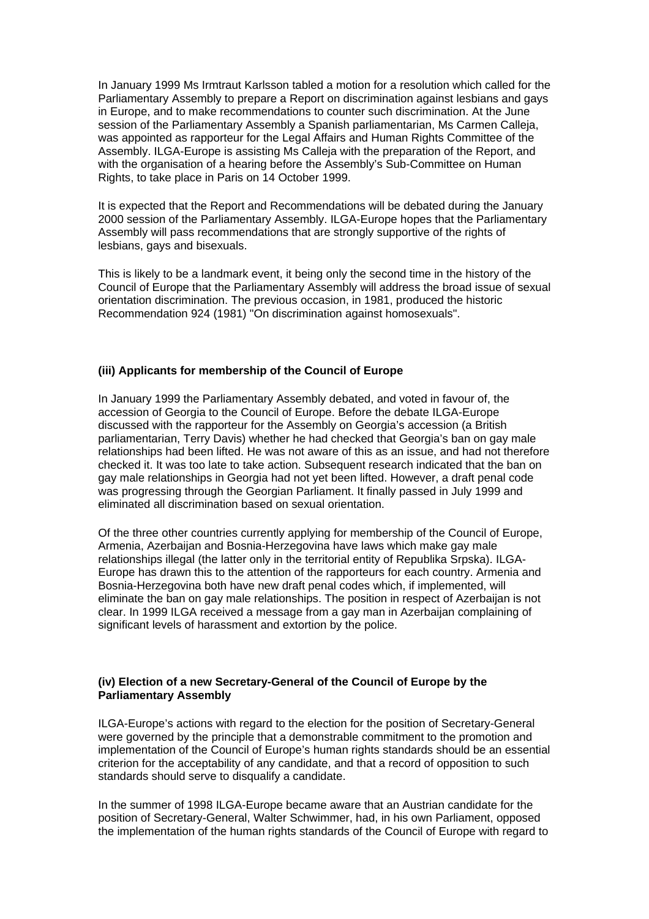In January 1999 Ms Irmtraut Karlsson tabled a motion for a resolution which called for the Parliamentary Assembly to prepare a Report on discrimination against lesbians and gays in Europe, and to make recommendations to counter such discrimination. At the June session of the Parliamentary Assembly a Spanish parliamentarian, Ms Carmen Calleja, was appointed as rapporteur for the Legal Affairs and Human Rights Committee of the Assembly. ILGA-Europe is assisting Ms Calleja with the preparation of the Report, and with the organisation of a hearing before the Assembly's Sub-Committee on Human Rights, to take place in Paris on 14 October 1999.

It is expected that the Report and Recommendations will be debated during the January 2000 session of the Parliamentary Assembly. ILGA-Europe hopes that the Parliamentary Assembly will pass recommendations that are strongly supportive of the rights of lesbians, gays and bisexuals.

This is likely to be a landmark event, it being only the second time in the history of the Council of Europe that the Parliamentary Assembly will address the broad issue of sexual orientation discrimination. The previous occasion, in 1981, produced the historic Recommendation 924 (1981) "On discrimination against homosexuals".

**(iii) Applicants for membership of the Council of Europe**

In January 1999 the Parliamentary Assembly debated, and voted in favour of, the accession of Georgia to the Council of Europe. Before the debate ILGA-Europe discussed with the rapporteur for the Assembly on Georgia's accession (a British parliamentarian, Terry Davis) whether he had checked that Georgia's ban on gay male relationships had been lifted. He was not aware of this as an issue, and had not therefore checked it. It was too late to take action. Subsequent research indicated that the ban on gay male relationships in Georgia had not yet been lifted. However, a draft penal code was progressing through the Georgian Parliament. It finally passed in July 1999 and eliminated all discrimination based on sexual orientation.

Of the three other countries currently applying for membership of the Council of Europe, Armenia, Azerbaijan and Bosnia-Herzegovina have laws which make gay male relationships illegal (the latter only in the territorial entity of Republika Srpska). ILGA-Europe has drawn this to the attention of the rapporteurs for each country. Armenia and Bosnia-Herzegovina both have new draft penal codes which, if implemented, will eliminate the ban on gay male relationships. The position in respect of Azerbaijan is not clear. In 1999 ILGA received a message from a gay man in Azerbaijan complaining of significant levels of harassment and extortion by the police.

**(iv) Election of a new Secretary-General of the Council of Europe by the Parliamentary Assembly**

ILGA-Europe's actions with regard to the election for the position of Secretary-General were governed by the principle that a demonstrable commitment to the promotion and implementation of the Council of Europe's human rights standards should be an essential criterion for the acceptability of any candidate, and that a record of opposition to such standards should serve to disqualify a candidate.

In the summer of 1998 ILGA-Europe became aware that an Austrian candidate for the position of Secretary-General, Walter Schwimmer, had, in his own Parliament, opposed the implementation of the human rights standards of the Council of Europe with regard to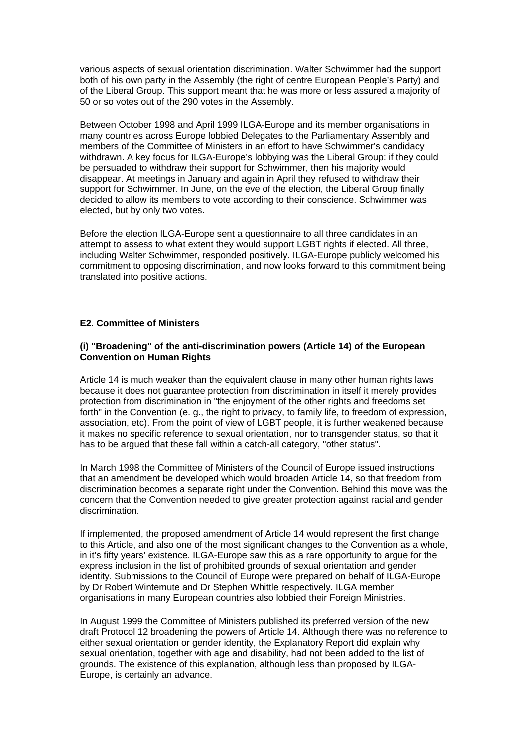various aspects of sexual orientation discrimination. Walter Schwimmer had the support both of his own party in the Assembly (the right of centre European People's Party) and of the Liberal Group. This support meant that he was more or less assured a majority of 50 or so votes out of the 290 votes in the Assembly.

Between October 1998 and April 1999 ILGA-Europe and its member organisations in many countries across Europe lobbied Delegates to the Parliamentary Assembly and members of the Committee of Ministers in an effort to have Schwimmer's candidacy withdrawn. A key focus for ILGA-Europe's lobbying was the Liberal Group: if they could be persuaded to withdraw their support for Schwimmer, then his majority would disappear. At meetings in January and again in April they refused to withdraw their support for Schwimmer. In June, on the eve of the election, the Liberal Group finally decided to allow its members to vote according to their conscience. Schwimmer was elected, but by only two votes.

Before the election ILGA-Europe sent a questionnaire to all three candidates in an attempt to assess to what extent they would support LGBT rights if elected. All three, including Walter Schwimmer, responded positively. ILGA-Europe publicly welcomed his commitment to opposing discrimination, and now looks forward to this commitment being translated into positive actions.

### E2. Committee of Ministers

#### (i) "Broadening" of the anti-discrimination powers (Article 14) of the European Convention on Human Rights

Article 14 is much weaker than the equivalent clause in many other human rights laws because it does not guarantee protection from discrimination in itself it merely provides protection from discrimination in "the enjoyment of the other rights and freedoms set forth" in the Convention (e. g., the right to privacy, to family life, to freedom of expression, association, etc). From the point of view of LGBT people, it is further weakened because it makes no specific reference to sexual orientation, nor to transgender status, so that it has to be argued that these fall within a catch-all category, "other status".

In March 1998 the Committee of Ministers of the Council of Europe issued instructions that an amendment be developed which would broaden Article 14, so that freedom from discrimination becomes a separate right under the Convention. Behind this move was the concern that the Convention needed to give greater protection against racial and gender discrimination.

If implemented, the proposed amendment of Article 14 would represent the first change to this Article, and also one of the most significant changes to the Convention as a whole, in it's fifty years' existence. ILGA-Europe saw this as a rare opportunity to argue for the express inclusion in the list of prohibited grounds of sexual orientation and gender identity. Submissions to the Council of Europe were prepared on behalf of ILGA-Europe by Dr Robert Wintemute and Dr Stephen Whittle respectively. ILGA member organisations in many European countries also lobbied their Foreign Ministries.

In August 1999 the Committee of Ministers published its preferred version of the new draft Protocol 12 broadening the powers of Article 14. Although there was no reference to either sexual orientation or gender identity, the Explanatory Report did explain why sexual orientation, together with age and disability, had not been added to the list of grounds. The existence of this explanation, although less than proposed by ILGA-Europe, is certainly an advance.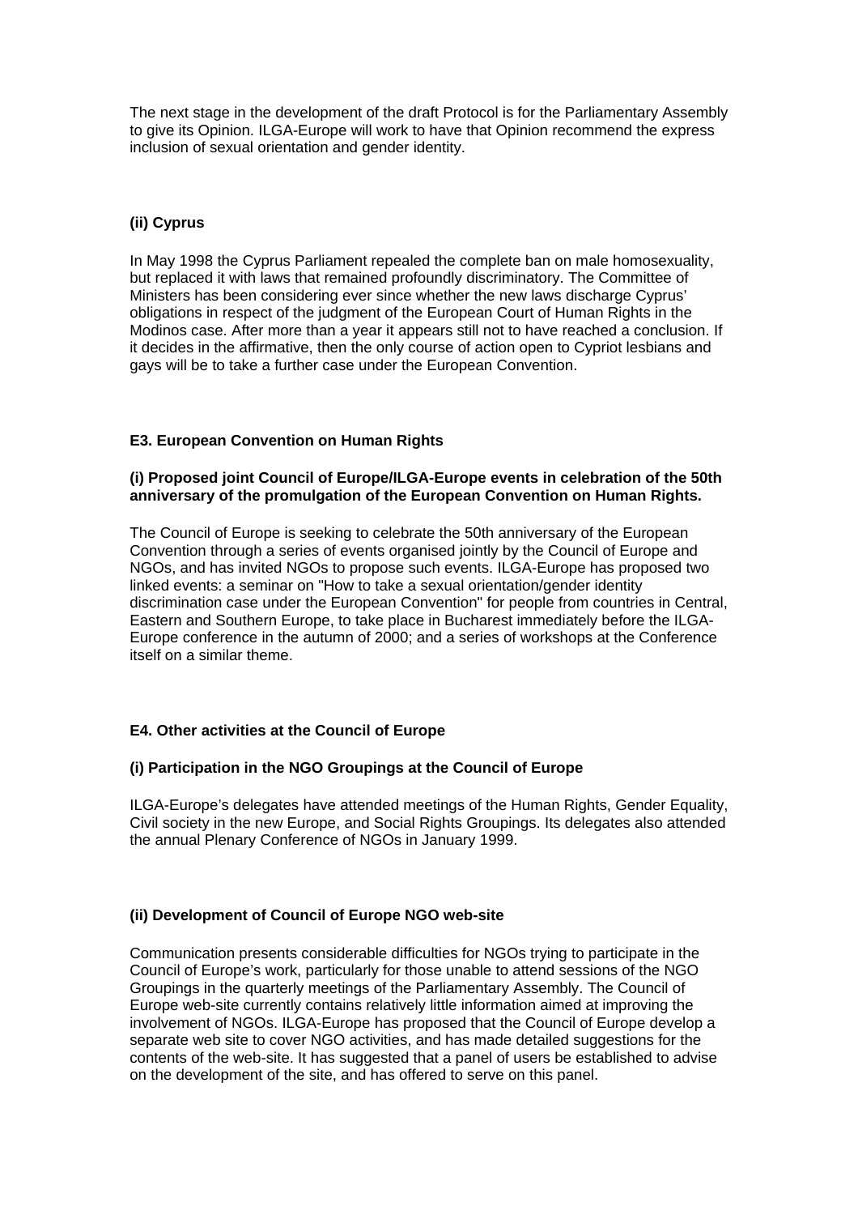The next stage in the development of the draft Protocol is for the Parliamentary Assembly to give its Opinion. ILGA-Europe will work to have that Opinion recommend the express inclusion of sexual orientation and gender identity.

**(ii) Cyprus**

In May 1998 the Cyprus Parliament repealed the complete ban on male homosexuality, but replaced it with laws that remained profoundly discriminatory. The Committee of Ministers has been considering ever since whether the new laws discharge Cyprus' obligations in respect of the judgment of the European Court of Human Rights in the Modinos case. After more than a year it appears still not to have reached a conclusion. If it decides in the affirmative, then the only course of action open to Cypriot lesbians and gays will be to take a further case under the European Convention.

### E3. European Convention on Human Rights

**(i) Proposed joint Council of Europe/ILGA-Europe events in celebration of the 50th anniversary of the promulgation of the European Convention on Human Rights.**

The Council of Europe is seeking to celebrate the 50th anniversary of the European Convention through a series of events organised jointly by the Council of Europe and NGOs, and has invited NGOs to propose such events. ILGA-Europe has proposed two linked events: a seminar on "How to take a sexual orientation/gender identity discrimination case under the European Convention" for people from countries in Central, Eastern and Southern Europe, to take place in Bucharest immediately before the ILGA-Europe conference in the autumn of 2000; and a series of workshops at the Conference itself on a similar theme.

### E4. Other activities at the Council of Europe

**(i) Participation in the NGO Groupings at the Council of Europe**

ILGA-Europe's delegates have attended meetings of the Human Rights, Gender Equality, Civil society in the new Europe, and Social Rights Groupings. Its delegates also attended the annual Plenary Conference of NGOs in January 1999.

**(ii) Development of Council of Europe NGO web-site**

Communication presents considerable difficulties for NGOs trying to participate in the Council of Europe's work, particularly for those unable to attend sessions of the NGO Groupings in the quarterly meetings of the Parliamentary Assembly. The Council of Europe web-site currently contains relatively little information aimed at improving the involvement of NGOs. ILGA-Europe has proposed that the Council of Europe develop a separate web site to cover NGO activities, and has made detailed suggestions for the contents of the web-site. It has suggested that a panel of users be established to advise on the development of the site, and has offered to serve on this panel.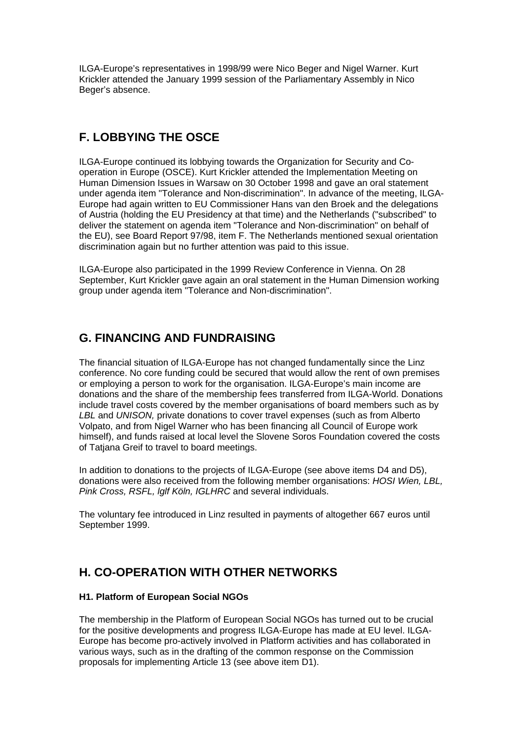ILGA-Europe's representatives in 1998/99 were Nico Beger and Nigel Warner. Kurt Krickler attended the January 1999 session of the Parliamentary Assembly in Nico Beger's absence.

## F. LOBBYING THE OSCE

ILGA-Europe continued its lobbying towards the Organization for Security and Co-operation in Europe (OSCE). Kurt Krickler attended the Implementation Meeting on Human Dimension Issues in Warsaw on 30 October 1998 and gave an oral statement under agenda item "Tolerance and Non-discrimination". In advance of the meeting, ILGA-Europe had again written to EU Commissioner Hans van den Broek and the delegations of Austria (holding the EU Presidency at that time) and the Netherlands ("subscribed" to deliver the statement on agenda item "Tolerance and Non-discrimination" on behalf of the EU), see Board Report 97/98, item F. The Netherlands mentioned sexual orientation discrimination again but no further attention was paid to this issue.

ILGA-Europe also participated in the 1999 Review Conference in Vienna. On 28 September, Kurt Krickler gave again an oral statement in the Human Dimension working group under agenda item "Tolerance and Non-discrimination".

## G. FINANCING AND FUNDRAISING

The financial situation of ILGA-Europe has not changed fundamentally since the Linz conference. No core funding could be secured that would allow the rent of own premises or employing a person to work for the organisation. ILGA-Europe's main income are donations and the share of the membership fees transferred from ILGA-World. Donations include travel costs covered by the member organisations of board members such as by *LBL* and *UNISON,* private donations to cover travel expenses (such as from Alberto Volpato, and from Nigel Warner who has been financing all Council of Europe work himself), and funds raised at local level the Slovene Soros Foundation covered the costs of Tatjana Greif to travel to board meetings.

In addition to donations to the projects of ILGA-Europe (see above items D4 and D5), donations were also received from the following member organisations: *HOSI Wien, LBL, Pink Cross, RSFL, lglf Köln, IGLHRC* and several individuals.

The voluntary fee introduced in Linz resulted in payments of altogether 667 euros until September 1999.

## H. CO-OPERATION WITH OTHER NETWORKS

### H1. Platform of European Social NGOs

The membership in the Platform of European Social NGOs has turned out to be crucial for the positive developments and progress ILGA-Europe has made at EU level. ILGA-Europe has become pro-actively involved in Platform activities and has collaborated in various ways, such as in the drafting of the common response on the Commission proposals for implementing Article 13 (see above item D1).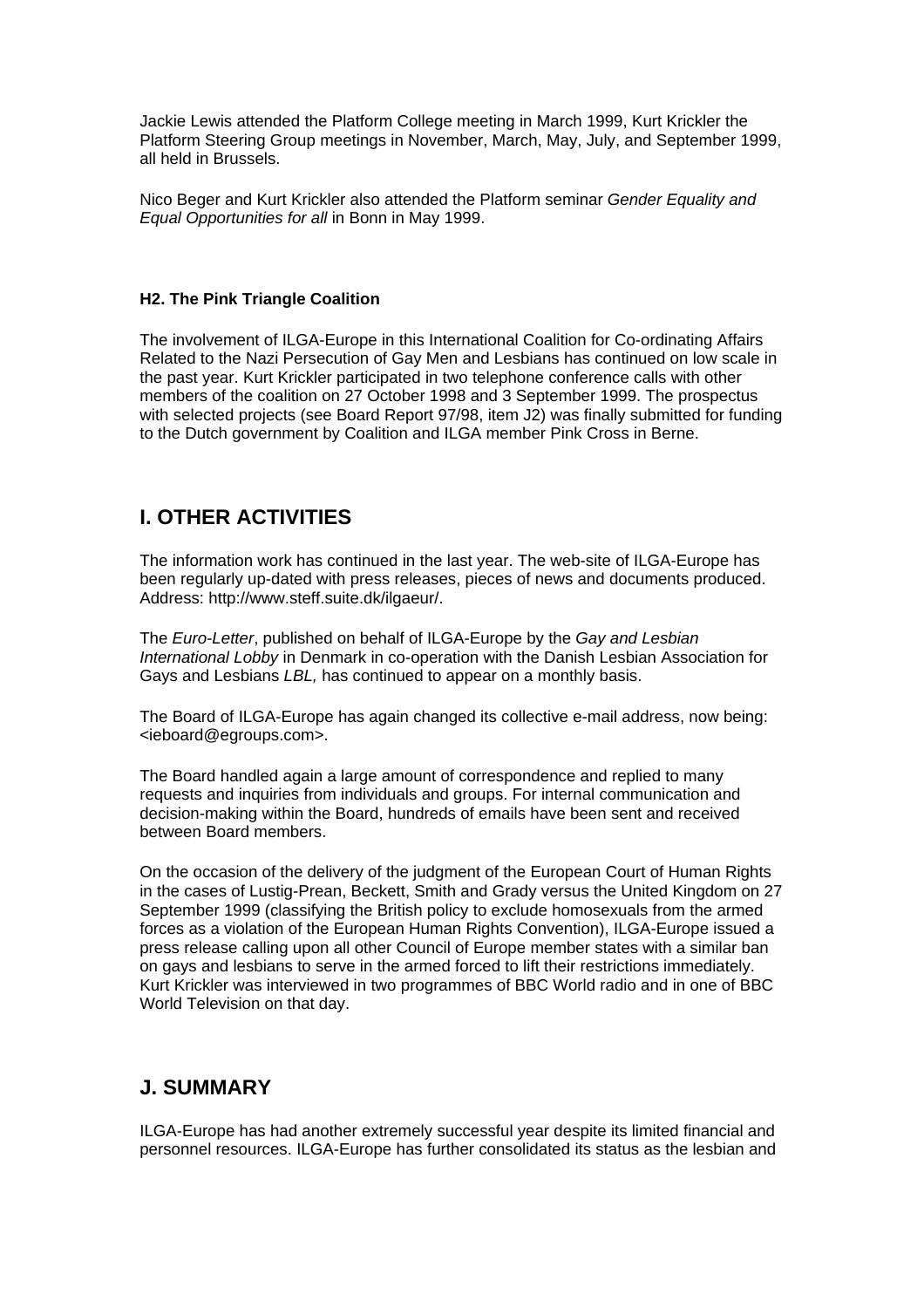Jackie Lewis attended the Platform College meeting in March 1999, Kurt Krickler the Platform Steering Group meetings in November, March, May, July, and September 1999, all held in Brussels.

Nico Beger and Kurt Krickler also attended the Platform seminar *Gender Equality and Equal Opportunities for all* in Bonn in May 1999.

#### H2. The Pink Triangle Coalition

The involvement of ILGA-Europe in this International Coalition for Co-ordinating Affairs Related to the Nazi Persecution of Gay Men and Lesbians has continued on low scale in the past year. Kurt Krickler participated in two telephone conference calls with other members of the coalition on 27 October 1998 and 3 September 1999. The prospectus with selected projects (see Board Report 97/98, item J2) was finally submitted for funding to the Dutch government by Coalition and ILGA member Pink Cross in Berne.

## I. OTHER ACTIVITIES

The information work has continued in the last year. The web-site of ILGA-Europe has been regularly up-dated with press releases, pieces of news and documents produced. Address: http://www.steff.suite.dk/ilgaeur/.

The *Euro-Letter*, published on behalf of ILGA-Europe by the *Gay and Lesbian International Lobby* in Denmark in co-operation with the Danish Lesbian Association for Gays and Lesbians *LBL,* has continued to appear on a monthly basis.

The Board of ILGA-Europe has again changed its collective e-mail address, now being: <ieboard@egroups.com>.

The Board handled again a large amount of correspondence and replied to many requests and inquiries from individuals and groups. For internal communication and decision-making within the Board, hundreds of emails have been sent and received between Board members.

On the occasion of the delivery of the judgment of the European Court of Human Rights in the cases of Lustig-Prean, Beckett, Smith and Grady versus the United Kingdom on 27 September 1999 (classifying the British policy to exclude homosexuals from the armed forces as a violation of the European Human Rights Convention), ILGA-Europe issued a press release calling upon all other Council of Europe member states with a similar ban on gays and lesbians to serve in the armed forced to lift their restrictions immediately. Kurt Krickler was interviewed in two programmes of BBC World radio and in one of BBC World Television on that day.

## J. SUMMARY

ILGA-Europe has had another extremely successful year despite its limited financial and personnel resources. ILGA-Europe has further consolidated its status as the lesbian and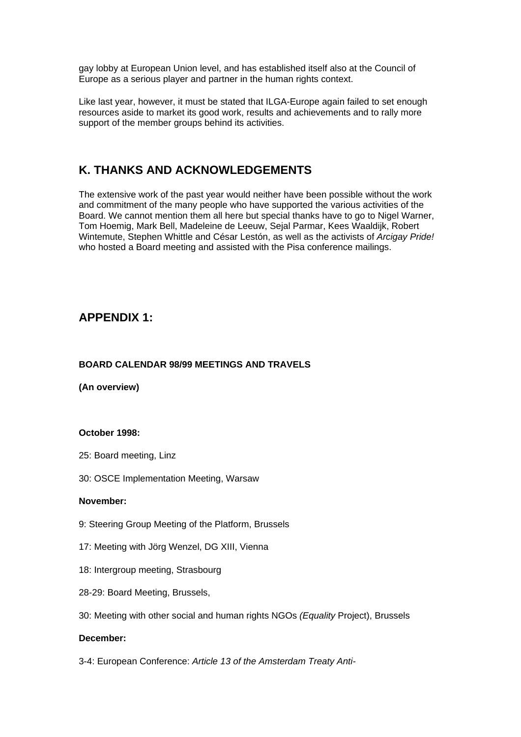gay lobby at European Union level, and has established itself also at the Council of Europe as a serious player and partner in the human rights context.

Like last year, however, it must be stated that ILGA-Europe again failed to set enough resources aside to market its good work, results and achievements and to rally more support of the member groups behind its activities.

## K. THANKS AND ACKNOWLEDGEMENTS

The extensive work of the past year would neither have been possible without the work and commitment of the many people who have supported the various activities of the Board. We cannot mention them all here but special thanks have to go to Nigel Warner, Tom Hoemig, Mark Bell, Madeleine de Leeuw, Sejal Parmar, Kees Waaldijk, Robert Wintemute, Stephen Whittle and César Lestón, as well as the activists of *Arcigay Pride!* who hosted a Board meeting and assisted with the Pisa conference mailings.

## APPENDIX 1:

**BOARD CALENDAR 98/99 MEETINGS AND TRAVELS**

**(An overview)**

**October 1998:**

25: Board meeting, Linz

30: OSCE Implementation Meeting, Warsaw

**November:**

9: Steering Group Meeting of the Platform, Brussels

17: Meeting with Jörg Wenzel, DG XIII, Vienna

18: Intergroup meeting, Strasbourg

28-29: Board Meeting, Brussels,

30: Meeting with other social and human rights NGOs *(Equality* Project), Brussels

**December:**

3-4: European Conference: *Article 13 of the Amsterdam Treaty Anti-*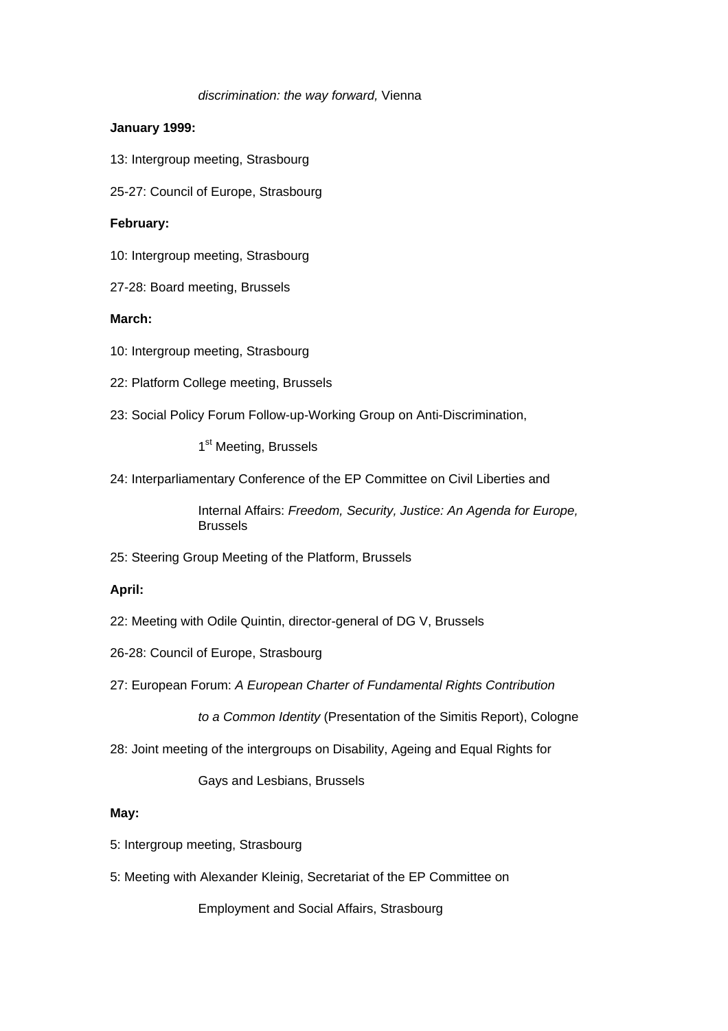*discrimination: the way forward,* Vienna

**January 1999:**

13: Intergroup meeting, Strasbourg

25-27: Council of Europe, Strasbourg

**February:**

10: Intergroup meeting, Strasbourg

27-28: Board meeting, Brussels

**March:**

10: Intergroup meeting, Strasbourg

22: Platform College meeting, Brussels

23: Social Policy Forum Follow-up-Working Group on Anti-Discrimination, 1st Meeting, Brussels

24: Interparliamentary Conference of the EP Committee on Civil Liberties and Internal Affairs: *Freedom, Security, Justice: An Agenda for Europe,* Brussels

25: Steering Group Meeting of the Platform, Brussels

**April:**

22: Meeting with Odile Quintin, director-general of DG V, Brussels

26-28: Council of Europe, Strasbourg

27: European Forum: *A European Charter of Fundamental Rights Contribution to a Common Identity* (Presentation of the Simitis Report), Cologne

28: Joint meeting of the intergroups on Disability, Ageing and Equal Rights for Gays and Lesbians, Brussels

**May:**

5: Intergroup meeting, Strasbourg

5: Meeting with Alexander Kleinig, Secretariat of the EP Committee on Employment and Social Affairs, Strasbourg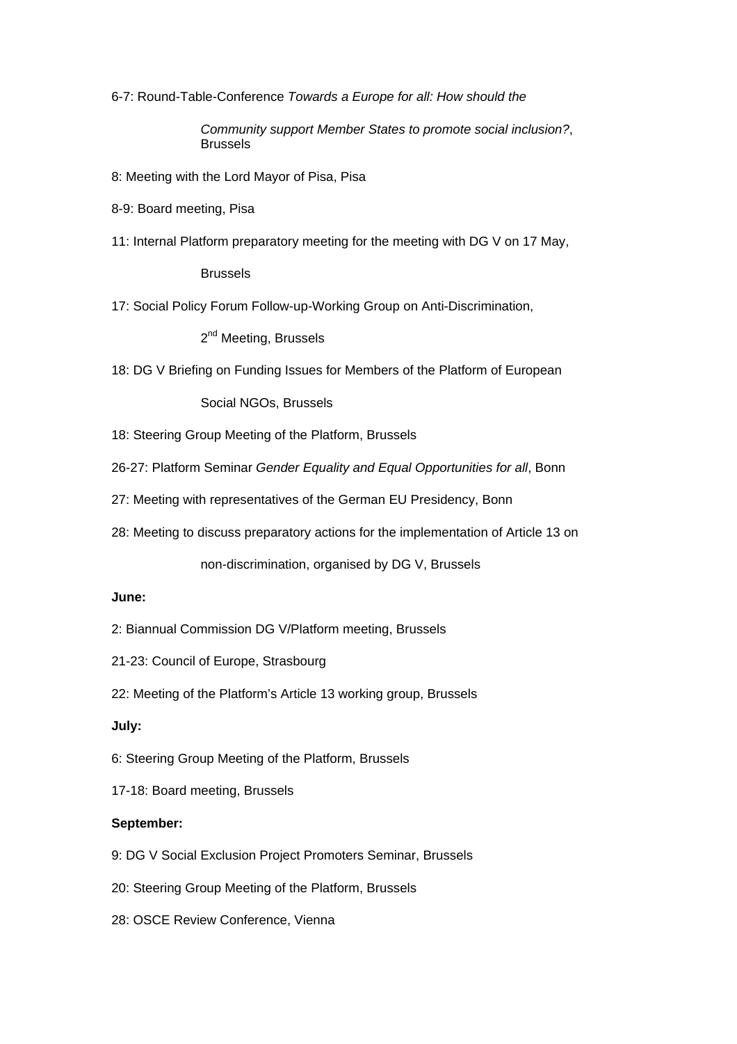6-7: Round-Table-Conference *Towards a Europe for all: How should the Community support Member States to promote social inclusion?*, Brussels

8: Meeting with the Lord Mayor of Pisa, Pisa

8-9: Board meeting, Pisa

11: Internal Platform preparatory meeting for the meeting with DG V on 17 May, Brussels

17: Social Policy Forum Follow-up-Working Group on Anti-Discrimination, 2nd Meeting, Brussels

18: DG V Briefing on Funding Issues for Members of the Platform of European Social NGOs, Brussels

18: Steering Group Meeting of the Platform, Brussels

26-27: Platform Seminar *Gender Equality and Equal Opportunities for all*, Bonn

27: Meeting with representatives of the German EU Presidency, Bonn

28: Meeting to discuss preparatory actions for the implementation of Article 13 on non-discrimination, organised by DG V, Brussels

**June:**

2: Biannual Commission DG V/Platform meeting, Brussels

21-23: Council of Europe, Strasbourg

22: Meeting of the Platform's Article 13 working group, Brussels

**July:**

6: Steering Group Meeting of the Platform, Brussels

17-18: Board meeting, Brussels

**September:**

9: DG V Social Exclusion Project Promoters Seminar, Brussels

20: Steering Group Meeting of the Platform, Brussels

28: OSCE Review Conference, Vienna